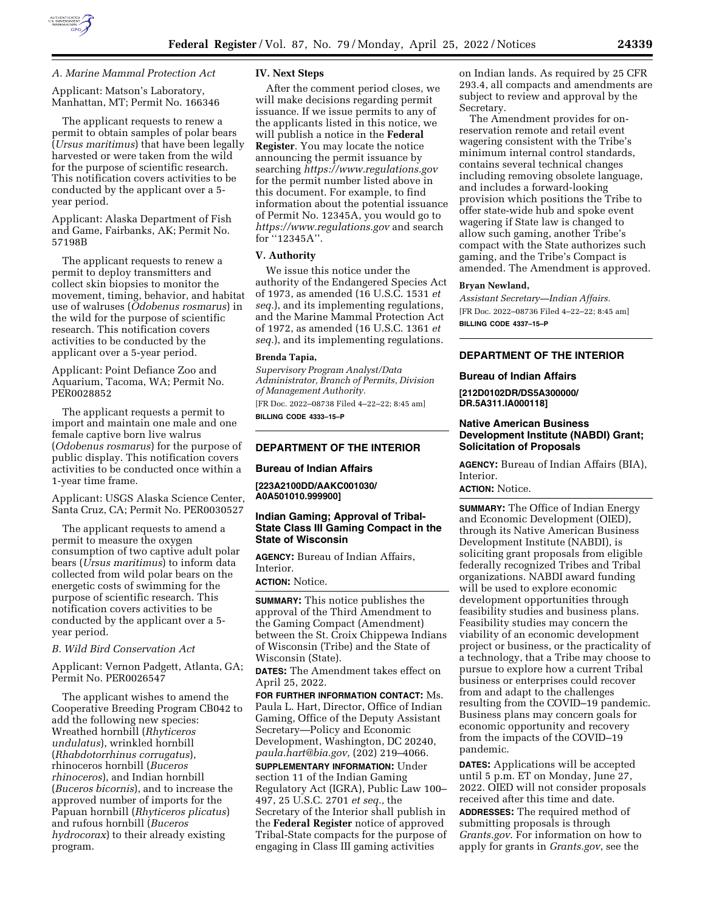### A. Marine Mammal Protection Act

Applicant: Matson's Laboratory, Manhattan, MT; Permit No. 166346

The applicant requests to renew a permit to obtain samples of polar bears (*Ursus maritimus*) that have been legally harvested or were taken from the wild for the purpose of scientific research. This notification covers activities to be conducted by the applicant over a 5-year period.

Applicant: Alaska Department of Fish and Game, Fairbanks, AK; Permit No. 57198B

The applicant requests to renew a permit to deploy transmitters and collect skin biopsies to monitor the movement, timing, behavior, and habitat use of walruses (*Odobenus rosmarus*) in the wild for the purpose of scientific research. This notification covers activities to be conducted by the applicant over a 5-year period.

Applicant: Point Defiance Zoo and Aquarium, Tacoma, WA; Permit No. PER0028852

The applicant requests a permit to import and maintain one male and one female captive born live walrus (*Odobenus rosmarus*) for the purpose of public display. This notification covers activities to be conducted once within a 1-year time frame.

Applicant: USGS Alaska Science Center, Santa Cruz, CA; Permit No. PER0030527

The applicant requests to amend a permit to measure the oxygen consumption of two captive adult polar bears (*Ursus maritimus*) to inform data collected from wild polar bears on the energetic costs of swimming for the purpose of scientific research. This notification covers activities to be conducted by the applicant over a 5-year period.

### B. Wild Bird Conservation Act

Applicant: Vernon Padgett, Atlanta, GA; Permit No. PER0026547

The applicant wishes to amend the Cooperative Breeding Program CB042 to add the following new species: Wreathed hornbill (*Rhyticeros undulatus*), wrinkled hornbill (*Rhabdotorrhinus corrugatus*), rhinoceros hornbill (*Buceros rhinoceros*), and Indian hornbill (*Buceros bicornis*), and to increase the approved number of imports for the Papuan hornbill (*Rhyticeros plicatus*) and rufous hornbill (*Buceros hydrocorax*) to their already existing program.

## IV. Next Steps

After the comment period closes, we will make decisions regarding permit issuance. If we issue permits to any of the applicants listed in this notice, we will publish a notice in the **Federal Register**. You may locate the notice announcing the permit issuance by searching *https://www.regulations.gov* for the permit number listed above in this document. For example, to find information about the potential issuance of Permit No. 12345A, you would go to *https://www.regulations.gov* and search for "12345A".

## V. Authority

We issue this notice under the authority of the Endangered Species Act of 1973, as amended (16 U.S.C. 1531 *et seq.*), and its implementing regulations, and the Marine Mammal Protection Act of 1972, as amended (16 U.S.C. 1361 *et seq.*), and its implementing regulations.

**Brenda Tapia,**

*Supervisory Program Analyst/Data Administrator, Branch of Permits, Division of Management Authority.*

[FR Doc. 2022–08738 Filed 4–22–22; 8:45 am]

**BILLING CODE 4333–15–P**

---

## DEPARTMENT OF THE INTERIOR

### Bureau of Indian Affairs

**[223A2100DD/AAKC001030/A0A501010.999900]**

### Indian Gaming; Approval of Tribal-State Class III Gaming Compact in the State of Wisconsin

**AGENCY:** Bureau of Indian Affairs, Interior.

**ACTION:** Notice.

**SUMMARY:** This notice publishes the approval of the Third Amendment to the Gaming Compact (Amendment) between the St. Croix Chippewa Indians of Wisconsin (Tribe) and the State of Wisconsin (State).

**DATES:** The Amendment takes effect on April 25, 2022.

**FOR FURTHER INFORMATION CONTACT:** Ms. Paula L. Hart, Director, Office of Indian Gaming, Office of the Deputy Assistant Secretary—Policy and Economic Development, Washington, DC 20240, *paula.hart@bia.gov,* (202) 219–4066.

**SUPPLEMENTARY INFORMATION:** Under section 11 of the Indian Gaming Regulatory Act (IGRA), Public Law 100–497, 25 U.S.C. 2701 *et seq.,* the Secretary of the Interior shall publish in the **Federal Register** notice of approved Tribal-State compacts for the purpose of engaging in Class III gaming activities on Indian lands. As required by 25 CFR 293.4, all compacts and amendments are subject to review and approval by the Secretary.

The Amendment provides for on-reservation remote and retail event wagering consistent with the Tribe's minimum internal control standards, contains several technical changes including removing obsolete language, and includes a forward-looking provision which positions the Tribe to offer state-wide hub and spoke event wagering if State law is changed to allow such gaming, another Tribe's compact with the State authorizes such gaming, and the Tribe's Compact is amended. The Amendment is approved.

**Bryan Newland,**

*Assistant Secretary—Indian Affairs.*

[FR Doc. 2022–08736 Filed 4–22–22; 8:45 am]

**BILLING CODE 4337–15–P**

---

## DEPARTMENT OF THE INTERIOR

### Bureau of Indian Affairs

**[212D0102DR/DS5A300000/DR.5A311.IA000118]**

### Native American Business Development Institute (NABDI) Grant; Solicitation of Proposals

**AGENCY:** Bureau of Indian Affairs (BIA), Interior.

**ACTION:** Notice.

**SUMMARY:** The Office of Indian Energy and Economic Development (OIED), through its Native American Business Development Institute (NABDI), is soliciting grant proposals from eligible federally recognized Tribes and Tribal organizations. NABDI award funding will be used to explore economic development opportunities through feasibility studies and business plans. Feasibility studies may concern the viability of an economic development project or business, or the practicality of a technology, that a Tribe may choose to pursue to explore how a current Tribal business or enterprises could recover from and adapt to the challenges resulting from the COVID–19 pandemic. Business plans may concern goals for economic opportunity and recovery from the impacts of the COVID–19 pandemic.

**DATES:** Applications will be accepted until 5 p.m. ET on Monday, June 27, 2022. OIED will not consider proposals received after this time and date.

**ADDRESSES:** The required method of submitting proposals is through *Grants.gov*. For information on how to apply for grants in *Grants.gov*, see the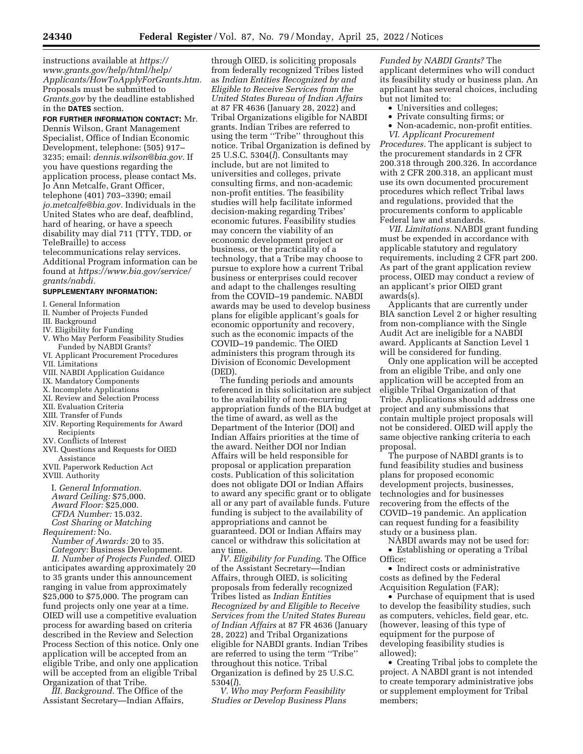instructions available at *https://www.grants.gov/help/html/help/Applicants/HowToApplyForGrants.htm.* Proposals must be submitted to *Grants.gov* by the deadline established in the **DATES** section.

**FOR FURTHER INFORMATION CONTACT:** Mr. Dennis Wilson, Grant Management Specialist, Office of Indian Economic Development, telephone: (505) 917–3235; email: *dennis.wilson@bia.gov.* If you have questions regarding the application process, please contact Ms. Jo Ann Metcalfe, Grant Officer, telephone (401) 703–3390; email *jo.metcalfe@bia.gov.* Individuals in the United States who are deaf, deafblind, hard of hearing, or have a speech disability may dial 711 (TTY, TDD, or TeleBraille) to access telecommunications relay services. Additional Program information can be found at *https://www.bia.gov/service/grants/nabdi.*

**SUPPLEMENTARY INFORMATION:**

I. General Information
II. Number of Projects Funded
III. Background
IV. Eligibility for Funding
V. Who May Perform Feasibility Studies Funded by NABDI Grants?
VI. Applicant Procurement Procedures
VII. Limitations
VIII. NABDI Application Guidance
IX. Mandatory Components
X. Incomplete Applications
XI. Review and Selection Process
XII. Evaluation Criteria
XIII. Transfer of Funds
XIV. Reporting Requirements for Award Recipients
XV. Conflicts of Interest
XVI. Questions and Requests for OIED Assistance
XVII. Paperwork Reduction Act
XVIII. Authority

I. *General Information.*
*Award Ceiling:* $75,000.
*Award Floor:* $25,000.
*CFDA Number:* 15.032.
*Cost Sharing or Matching Requirement:* No.
*Number of Awards:* 20 to 35.
*Category:* Business Development.

*II. Number of Projects Funded.* OIED anticipates awarding approximately 20 to 35 grants under this announcement ranging in value from approximately $25,000 to $75,000. The program can fund projects only one year at a time. OIED will use a competitive evaluation process for awarding based on criteria described in the Review and Selection Process Section of this notice. Only one application will be accepted from an eligible Tribe, and only one application will be accepted from an eligible Tribal Organization of that Tribe.

*III. Background.* The Office of the Assistant Secretary—Indian Affairs, through OIED, is soliciting proposals from federally recognized Tribes listed as *Indian Entities Recognized by and Eligible to Receive Services from the United States Bureau of Indian Affairs* at 87 FR 4636 (January 28, 2022) and Tribal Organizations eligible for NABDI grants. Indian Tribes are referred to using the term ''Tribe'' throughout this notice. Tribal Organization is defined by 25 U.S.C. 5304(*l*). Consultants may include, but are not limited to universities and colleges, private consulting firms, and non-academic non-profit entities. The feasibility studies will help facilitate informed decision-making regarding Tribes' economic futures. Feasibility studies may concern the viability of an economic development project or business, or the practicality of a technology, that a Tribe may choose to pursue to explore how a current Tribal business or enterprises could recover and adapt to the challenges resulting from the COVID–19 pandemic. NABDI awards may be used to develop business plans for eligible applicant's goals for economic opportunity and recovery, such as the economic impacts of the COVID–19 pandemic. The OIED administers this program through its Division of Economic Development (DED).

The funding periods and amounts referenced in this solicitation are subject to the availability of non-recurring appropriation funds of the BIA budget at the time of award, as well as the Department of the Interior (DOI) and Indian Affairs priorities at the time of the award. Neither DOI nor Indian Affairs will be held responsible for proposal or application preparation costs. Publication of this solicitation does not obligate DOI or Indian Affairs to award any specific grant or to obligate all or any part of available funds. Future funding is subject to the availability of appropriations and cannot be guaranteed. DOI or Indian Affairs may cancel or withdraw this solicitation at any time.

*IV. Eligibility for Funding.* The Office of the Assistant Secretary—Indian Affairs, through OIED, is soliciting proposals from federally recognized Tribes listed as *Indian Entities Recognized by and Eligible to Receive Services from the United States Bureau of Indian Affairs* at 87 FR 4636 (January 28, 2022) and Tribal Organizations eligible for NABDI grants. Indian Tribes are referred to using the term ''Tribe'' throughout this notice. Tribal Organization is defined by 25 U.S.C. 5304(*l*).

*V. Who may Perform Feasibility Studies or Develop Business Plans Funded by NABDI Grants?* The applicant determines who will conduct its feasibility study or business plan. An applicant has several choices, including but not limited to:

- Universities and colleges;
- Private consulting firms; or
- Non-academic, non-profit entities.

*VI. Applicant Procurement Procedures.* The applicant is subject to the procurement standards in 2 CFR 200.318 through 200.326. In accordance with 2 CFR 200.318, an applicant must use its own documented procurement procedures which reflect Tribal laws and regulations, provided that the procurements conform to applicable Federal law and standards.

*VII. Limitations.* NABDI grant funding must be expended in accordance with applicable statutory and regulatory requirements, including 2 CFR part 200. As part of the grant application review process, OIED may conduct a review of an applicant's prior OIED grant awards(s).

Applicants that are currently under BIA sanction Level 2 or higher resulting from non-compliance with the Single Audit Act are ineligible for a NABDI award. Applicants at Sanction Level 1 will be considered for funding.

Only one application will be accepted from an eligible Tribe, and only one application will be accepted from an eligible Tribal Organization of that Tribe. Applications should address one project and any submissions that contain multiple project proposals will not be considered. OIED will apply the same objective ranking criteria to each proposal.

The purpose of NABDI grants is to fund feasibility studies and business plans for proposed economic development projects, businesses, technologies and for businesses recovering from the effects of the COVID–19 pandemic. An application can request funding for a feasibility study or a business plan.

NABDI awards may not be used for:

- Establishing or operating a Tribal Office;
- Indirect costs or administrative costs as defined by the Federal Acquisition Regulation (FAR);
- Purchase of equipment that is used to develop the feasibility studies, such as computers, vehicles, field gear, etc. (however, leasing of this type of equipment for the purpose of developing feasibility studies is allowed);
- Creating Tribal jobs to complete the project. A NABDI grant is not intended to create temporary administrative jobs or supplement employment for Tribal members;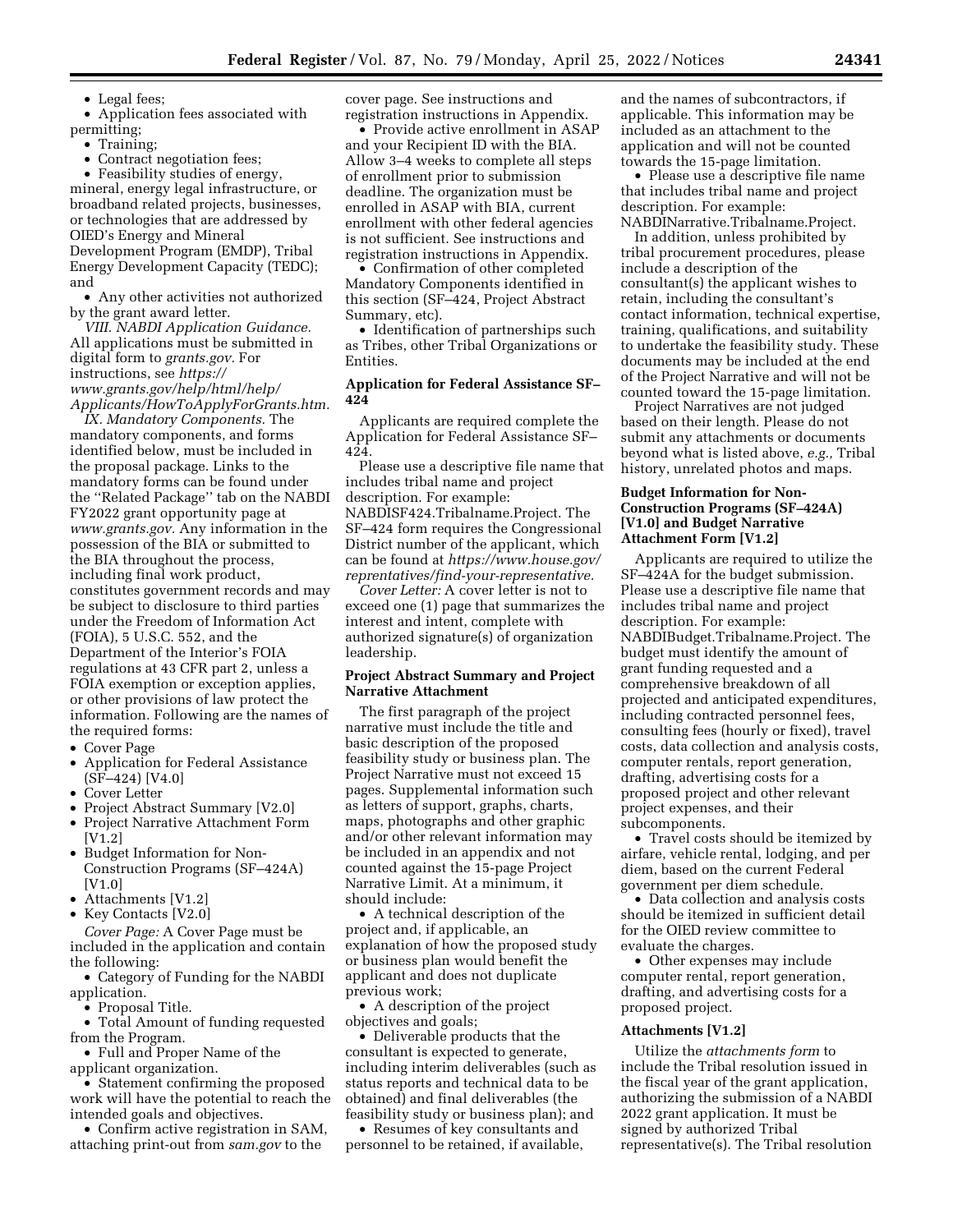- Legal fees;
- Application fees associated with permitting;
- Training;
- Contract negotiation fees;
- Feasibility studies of energy, mineral, energy legal infrastructure, or broadband related projects, businesses, or technologies that are addressed by OIED's Energy and Mineral Development Program (EMDP), Tribal Energy Development Capacity (TEDC); and
- Any other activities not authorized by the grant award letter.

*VIII. NABDI Application Guidance.* All applications must be submitted in digital form to *grants.gov.* For instructions, see *https://www.grants.gov/help/html/help/Applicants/HowToApplyForGrants.htm.*

*IX. Mandatory Components.* The mandatory components, and forms identified below, must be included in the proposal package. Links to the mandatory forms can be found under the ''Related Package'' tab on the NABDI FY2022 grant opportunity page at *www.grants.gov.* Any information in the possession of the BIA or submitted to the BIA throughout the process, including final work product, constitutes government records and may be subject to disclosure to third parties under the Freedom of Information Act (FOIA), 5 U.S.C. 552, and the Department of the Interior's FOIA regulations at 43 CFR part 2, unless a FOIA exemption or exception applies, or other provisions of law protect the information. Following are the names of the required forms:

- Cover Page
- Application for Federal Assistance (SF–424) [V4.0]
- Cover Letter
- Project Abstract Summary [V2.0]
- Project Narrative Attachment Form [V1.2]
- Budget Information for Non-Construction Programs (SF–424A) [V1.0]
- Attachments [V1.2]
- Key Contacts [V2.0]

*Cover Page:* A Cover Page must be included in the application and contain the following:

- Category of Funding for the NABDI application.
- Proposal Title.
- Total Amount of funding requested from the Program.
- Full and Proper Name of the applicant organization.
- Statement confirming the proposed work will have the potential to reach the intended goals and objectives.
- Confirm active registration in SAM, attaching print-out from *sam.gov* to the cover page. See instructions and registration instructions in Appendix.
- Provide active enrollment in ASAP and your Recipient ID with the BIA. Allow 3–4 weeks to complete all steps of enrollment prior to submission deadline. The organization must be enrolled in ASAP with BIA, current enrollment with other federal agencies is not sufficient. See instructions and registration instructions in Appendix.
- Confirmation of other completed Mandatory Components identified in this section (SF–424, Project Abstract Summary, etc).
- Identification of partnerships such as Tribes, other Tribal Organizations or Entities.

**Application for Federal Assistance SF–424**

Applicants are required complete the Application for Federal Assistance SF–424.

Please use a descriptive file name that includes tribal name and project description. For example: NABDISF424.Tribalname.Project. The SF–424 form requires the Congressional District number of the applicant, which can be found at *https://www.house.gov/reprentatives/find-your-representative.*

*Cover Letter:* A cover letter is not to exceed one (1) page that summarizes the interest and intent, complete with authorized signature(s) of organization leadership.

**Project Abstract Summary and Project Narrative Attachment**

The first paragraph of the project narrative must include the title and basic description of the proposed feasibility study or business plan. The Project Narrative must not exceed 15 pages. Supplemental information such as letters of support, graphs, charts, maps, photographs and other graphic and/or other relevant information may be included in an appendix and not counted against the 15-page Project Narrative Limit. At a minimum, it should include:

- A technical description of the project and, if applicable, an explanation of how the proposed study or business plan would benefit the applicant and does not duplicate previous work;
- A description of the project objectives and goals;
- Deliverable products that the consultant is expected to generate, including interim deliverables (such as status reports and technical data to be obtained) and final deliverables (the feasibility study or business plan); and
- Resumes of key consultants and personnel to be retained, if available, and the names of subcontractors, if applicable. This information may be included as an attachment to the application and will not be counted towards the 15-page limitation.
- Please use a descriptive file name that includes tribal name and project description. For example: NABDINarrative.Tribalname.Project.

In addition, unless prohibited by tribal procurement procedures, please include a description of the consultant(s) the applicant wishes to retain, including the consultant's contact information, technical expertise, training, qualifications, and suitability to undertake the feasibility study. These documents may be included at the end of the Project Narrative and will not be counted toward the 15-page limitation.

Project Narratives are not judged based on their length. Please do not submit any attachments or documents beyond what is listed above, *e.g.,* Tribal history, unrelated photos and maps.

**Budget Information for Non-Construction Programs (SF–424A) [V1.0] and Budget Narrative Attachment Form [V1.2]**

Applicants are required to utilize the SF–424A for the budget submission. Please use a descriptive file name that includes tribal name and project description. For example: NABDIBudget.Tribalname.Project. The budget must identify the amount of grant funding requested and a comprehensive breakdown of all projected and anticipated expenditures, including contracted personnel fees, consulting fees (hourly or fixed), travel costs, data collection and analysis costs, computer rentals, report generation, drafting, advertising costs for a proposed project and other relevant project expenses, and their subcomponents.

- Travel costs should be itemized by airfare, vehicle rental, lodging, and per diem, based on the current Federal government per diem schedule.
- Data collection and analysis costs should be itemized in sufficient detail for the OIED review committee to evaluate the charges.
- Other expenses may include computer rental, report generation, drafting, and advertising costs for a proposed project.

**Attachments [V1.2]**

Utilize the *attachments form* to include the Tribal resolution issued in the fiscal year of the grant application, authorizing the submission of a NABDI 2022 grant application. It must be signed by authorized Tribal representative(s). The Tribal resolution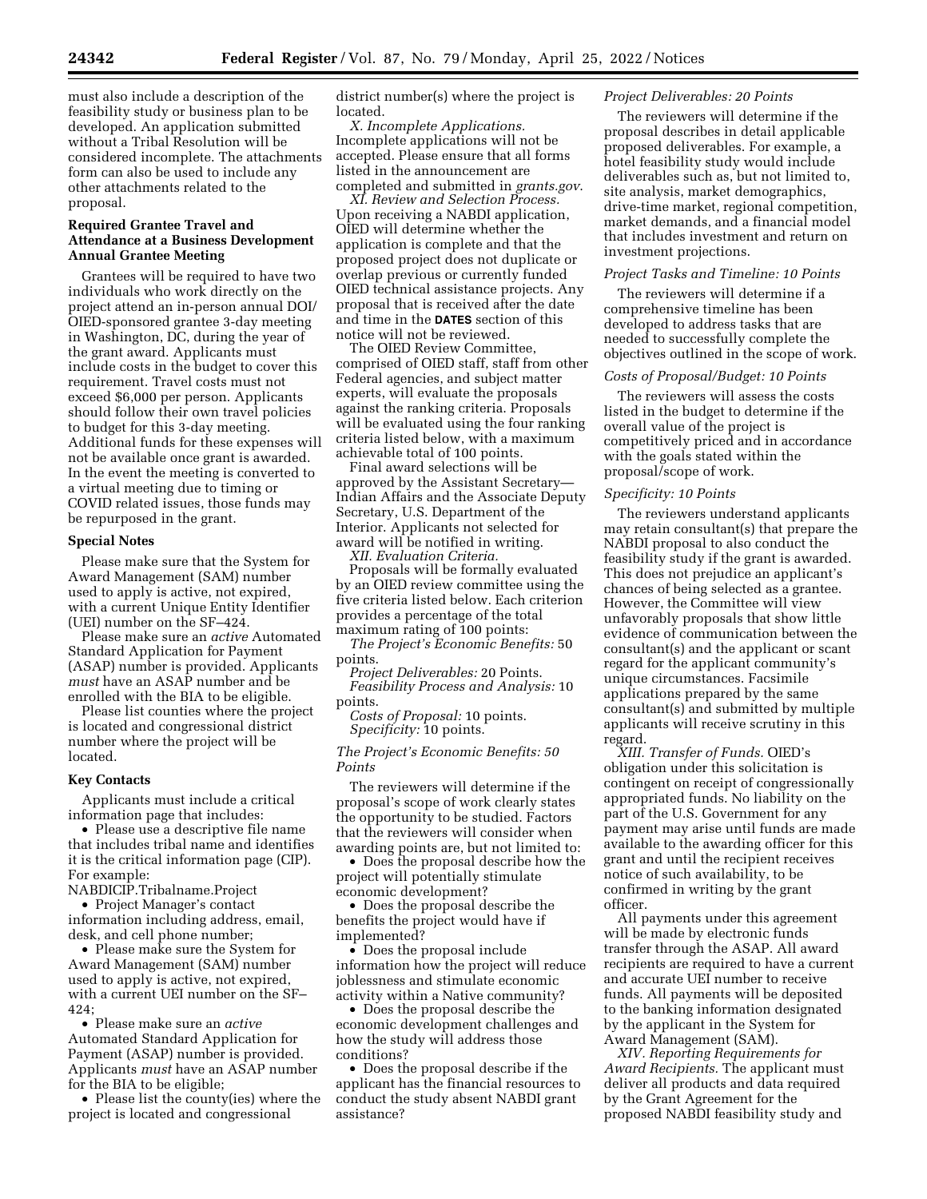must also include a description of the feasibility study or business plan to be developed. An application submitted without a Tribal Resolution will be considered incomplete. The attachments form can also be used to include any other attachments related to the proposal.

**Required Grantee Travel and Attendance at a Business Development Annual Grantee Meeting**

Grantees will be required to have two individuals who work directly on the project attend an in-person annual DOI/OIED-sponsored grantee 3-day meeting in Washington, DC, during the year of the grant award. Applicants must include costs in the budget to cover this requirement. Travel costs must not exceed $6,000 per person. Applicants should follow their own travel policies to budget for this 3-day meeting. Additional funds for these expenses will not be available once grant is awarded. In the event the meeting is converted to a virtual meeting due to timing or COVID related issues, those funds may be repurposed in the grant.

**Special Notes**

Please make sure that the System for Award Management (SAM) number used to apply is active, not expired, with a current Unique Entity Identifier (UEI) number on the SF–424.

Please make sure an *active* Automated Standard Application for Payment (ASAP) number is provided. Applicants *must* have an ASAP number and be enrolled with the BIA to be eligible.

Please list counties where the project is located and congressional district number where the project will be located.

**Key Contacts**

Applicants must include a critical information page that includes:

- Please use a descriptive file name that includes tribal name and identifies it is the critical information page (CIP). For example: NABDICIP.Tribalname.Project
- Project Manager's contact information including address, email, desk, and cell phone number;
- Please make sure the System for Award Management (SAM) number used to apply is active, not expired, with a current UEI number on the SF–424;
- Please make sure an *active* Automated Standard Application for Payment (ASAP) number is provided. Applicants *must* have an ASAP number for the BIA to be eligible;
- Please list the county(ies) where the project is located and congressional district number(s) where the project is located.

*X. Incomplete Applications.* Incomplete applications will not be accepted. Please ensure that all forms listed in the announcement are completed and submitted in *grants.gov.*

*XI. Review and Selection Process.* Upon receiving a NABDI application, OIED will determine whether the application is complete and that the proposed project does not duplicate or overlap previous or currently funded OIED technical assistance projects. Any proposal that is received after the date and time in the **DATES** section of this notice will not be reviewed.

The OIED Review Committee, comprised of OIED staff, staff from other Federal agencies, and subject matter experts, will evaluate the proposals against the ranking criteria. Proposals will be evaluated using the four ranking criteria listed below, with a maximum achievable total of 100 points.

Final award selections will be approved by the Assistant Secretary—Indian Affairs and the Associate Deputy Secretary, U.S. Department of the Interior. Applicants not selected for award will be notified in writing.

*XII. Evaluation Criteria.*

Proposals will be formally evaluated by an OIED review committee using the five criteria listed below. Each criterion provides a percentage of the total maximum rating of 100 points:

*The Project's Economic Benefits:* 50 points.

*Project Deliverables:* 20 Points.

*Feasibility Process and Analysis:* 10 points.

*Costs of Proposal:* 10 points.

*Specificity:* 10 points.

*The Project's Economic Benefits: 50 Points*

The reviewers will determine if the proposal's scope of work clearly states the opportunity to be studied. Factors that the reviewers will consider when awarding points are, but not limited to:

- Does the proposal describe how the project will potentially stimulate economic development?
- Does the proposal describe the benefits the project would have if implemented?
- Does the proposal include information how the project will reduce joblessness and stimulate economic activity within a Native community?
- Does the proposal describe the economic development challenges and how the study will address those conditions?
- Does the proposal describe if the applicant has the financial resources to conduct the study absent NABDI grant assistance?

*Project Deliverables: 20 Points*

The reviewers will determine if the proposal describes in detail applicable proposed deliverables. For example, a hotel feasibility study would include deliverables such as, but not limited to, site analysis, market demographics, drive-time market, regional competition, market demands, and a financial model that includes investment and return on investment projections.

*Project Tasks and Timeline: 10 Points*

The reviewers will determine if a comprehensive timeline has been developed to address tasks that are needed to successfully complete the objectives outlined in the scope of work.

*Costs of Proposal/Budget: 10 Points*

The reviewers will assess the costs listed in the budget to determine if the overall value of the project is competitively priced and in accordance with the goals stated within the proposal/scope of work.

*Specificity: 10 Points*

The reviewers understand applicants may retain consultant(s) that prepare the NABDI proposal to also conduct the feasibility study if the grant is awarded. This does not prejudice an applicant's chances of being selected as a grantee. However, the Committee will view unfavorably proposals that show little evidence of communication between the consultant(s) and the applicant or scant regard for the applicant community's unique circumstances. Facsimile applications prepared by the same consultant(s) and submitted by multiple applicants will receive scrutiny in this regard.

*XIII. Transfer of Funds.* OIED's obligation under this solicitation is contingent on receipt of congressionally appropriated funds. No liability on the part of the U.S. Government for any payment may arise until funds are made available to the awarding officer for this grant and until the recipient receives notice of such availability, to be confirmed in writing by the grant officer.

All payments under this agreement will be made by electronic funds transfer through the ASAP. All award recipients are required to have a current and accurate UEI number to receive funds. All payments will be deposited to the banking information designated by the applicant in the System for Award Management (SAM).

*XIV. Reporting Requirements for Award Recipients.* The applicant must deliver all products and data required by the Grant Agreement for the proposed NABDI feasibility study and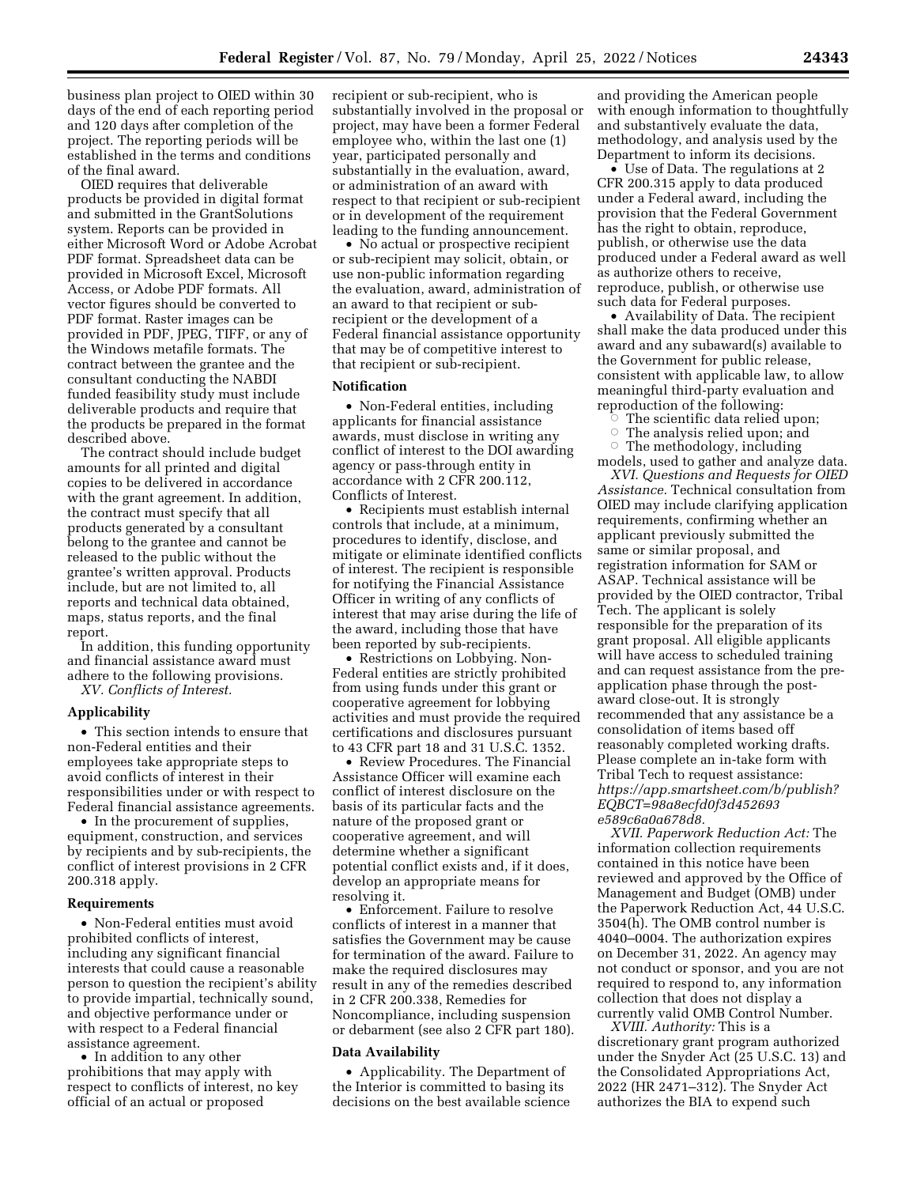business plan project to OIED within 30 days of the end of each reporting period and 120 days after completion of the project. The reporting periods will be established in the terms and conditions of the final award.

OIED requires that deliverable products be provided in digital format and submitted in the GrantSolutions system. Reports can be provided in either Microsoft Word or Adobe Acrobat PDF format. Spreadsheet data can be provided in Microsoft Excel, Microsoft Access, or Adobe PDF formats. All vector figures should be converted to PDF format. Raster images can be provided in PDF, JPEG, TIFF, or any of the Windows metafile formats. The contract between the grantee and the consultant conducting the NABDI funded feasibility study must include deliverable products and require that the products be prepared in the format described above.

The contract should include budget amounts for all printed and digital copies to be delivered in accordance with the grant agreement. In addition, the contract must specify that all products generated by a consultant belong to the grantee and cannot be released to the public without the grantee's written approval. Products include, but are not limited to, all reports and technical data obtained, maps, status reports, and the final report.

In addition, this funding opportunity and financial assistance award must adhere to the following provisions.

*XV. Conflicts of Interest.*

**Applicability**

- This section intends to ensure that non-Federal entities and their employees take appropriate steps to avoid conflicts of interest in their responsibilities under or with respect to Federal financial assistance agreements.
- In the procurement of supplies, equipment, construction, and services by recipients and by sub-recipients, the conflict of interest provisions in 2 CFR 200.318 apply.

**Requirements**

- Non-Federal entities must avoid prohibited conflicts of interest, including any significant financial interests that could cause a reasonable person to question the recipient's ability to provide impartial, technically sound, and objective performance under or with respect to a Federal financial assistance agreement.
- In addition to any other prohibitions that may apply with respect to conflicts of interest, no key official of an actual or proposed recipient or sub-recipient, who is substantially involved in the proposal or project, may have been a former Federal employee who, within the last one (1) year, participated personally and substantially in the evaluation, award, or administration of an award with respect to that recipient or sub-recipient or in development of the requirement leading to the funding announcement.
- No actual or prospective recipient or sub-recipient may solicit, obtain, or use non-public information regarding the evaluation, award, administration of an award to that recipient or sub-recipient or the development of a Federal financial assistance opportunity that may be of competitive interest to that recipient or sub-recipient.

**Notification**

- Non-Federal entities, including applicants for financial assistance awards, must disclose in writing any conflict of interest to the DOI awarding agency or pass-through entity in accordance with 2 CFR 200.112, Conflicts of Interest.
- Recipients must establish internal controls that include, at a minimum, procedures to identify, disclose, and mitigate or eliminate identified conflicts of interest. The recipient is responsible for notifying the Financial Assistance Officer in writing of any conflicts of interest that may arise during the life of the award, including those that have been reported by sub-recipients.
- Restrictions on Lobbying. Non-Federal entities are strictly prohibited from using funds under this grant or cooperative agreement for lobbying activities and must provide the required certifications and disclosures pursuant to 43 CFR part 18 and 31 U.S.C. 1352.
- Review Procedures. The Financial Assistance Officer will examine each conflict of interest disclosure on the basis of its particular facts and the nature of the proposed grant or cooperative agreement, and will determine whether a significant potential conflict exists and, if it does, develop an appropriate means for resolving it.
- Enforcement. Failure to resolve conflicts of interest in a manner that satisfies the Government may be cause for termination of the award. Failure to make the required disclosures may result in any of the remedies described in 2 CFR 200.338, Remedies for Noncompliance, including suspension or debarment (see also 2 CFR part 180).

**Data Availability**

- Applicability. The Department of the Interior is committed to basing its decisions on the best available science and providing the American people with enough information to thoughtfully and substantively evaluate the data, methodology, and analysis used by the Department to inform its decisions.
- Use of Data. The regulations at 2 CFR 200.315 apply to data produced under a Federal award, including the provision that the Federal Government has the right to obtain, reproduce, publish, or otherwise use the data produced under a Federal award as well as authorize others to receive, reproduce, publish, or otherwise use such data for Federal purposes.
- Availability of Data. The recipient shall make the data produced under this award and any subaward(s) available to the Government for public release, consistent with applicable law, to allow meaningful third-party evaluation and reproduction of the following:
  - The scientific data relied upon;
  - The analysis relied upon; and
  - The methodology, including models, used to gather and analyze data.

*XVI. Questions and Requests for OIED Assistance.* Technical consultation from OIED may include clarifying application requirements, confirming whether an applicant previously submitted the same or similar proposal, and registration information for SAM or ASAP. Technical assistance will be provided by the OIED contractor, Tribal Tech. The applicant is solely responsible for the preparation of its grant proposal. All eligible applicants will have access to scheduled training and can request assistance from the pre-application phase through the post-award close-out. It is strongly recommended that any assistance be a consolidation of items based off reasonably completed working drafts. Please complete an in-take form with Tribal Tech to request assistance: *https://app.smartsheet.com/b/publish?EQBCT=98a8ecfd0f3d452693e589c6a0a678d8.*

*XVII. Paperwork Reduction Act:* The information collection requirements contained in this notice have been reviewed and approved by the Office of Management and Budget (OMB) under the Paperwork Reduction Act, 44 U.S.C. 3504(h). The OMB control number is 4040–0004. The authorization expires on December 31, 2022. An agency may not conduct or sponsor, and you are not required to respond to, any information collection that does not display a currently valid OMB Control Number.

*XVIII. Authority:* This is a discretionary grant program authorized under the Snyder Act (25 U.S.C. 13) and the Consolidated Appropriations Act, 2022 (HR 2471–312). The Snyder Act authorizes the BIA to expend such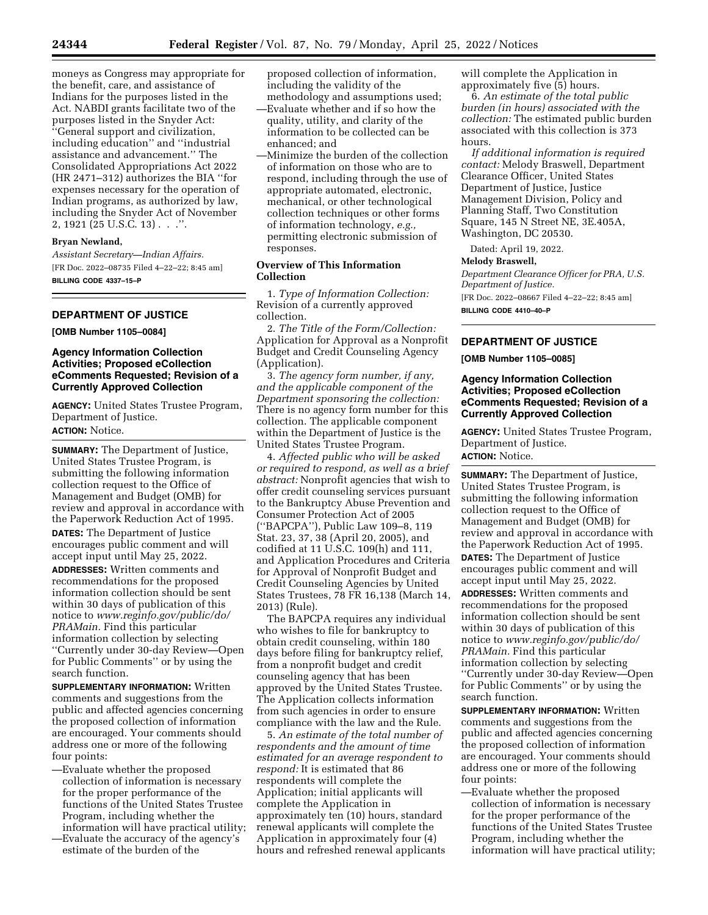moneys as Congress may appropriate for the benefit, care, and assistance of Indians for the purposes listed in the Act. NABDI grants facilitate two of the purposes listed in the Snyder Act: ''General support and civilization, including education'' and ''industrial assistance and advancement.'' The Consolidated Appropriations Act 2022 (HR 2471–312) authorizes the BIA ''for expenses necessary for the operation of Indian programs, as authorized by law, including the Snyder Act of November 2, 1921 (25 U.S.C. 13) . . .''.

**Bryan Newland,**

*Assistant Secretary—Indian Affairs.*

[FR Doc. 2022–08735 Filed 4–22–22; 8:45 am]

**BILLING CODE 4337–15–P**

## DEPARTMENT OF JUSTICE

**[OMB Number 1105–0084]**

### Agency Information Collection Activities; Proposed eCollection eComments Requested; Revision of a Currently Approved Collection

**AGENCY:** United States Trustee Program, Department of Justice.

**ACTION:** Notice.

**SUMMARY:** The Department of Justice, United States Trustee Program, is submitting the following information collection request to the Office of Management and Budget (OMB) for review and approval in accordance with the Paperwork Reduction Act of 1995.

**DATES:** The Department of Justice encourages public comment and will accept input until May 25, 2022.

**ADDRESSES:** Written comments and recommendations for the proposed information collection should be sent within 30 days of publication of this notice to *www.reginfo.gov/public/do/PRAMain.* Find this particular information collection by selecting ''Currently under 30-day Review—Open for Public Comments'' or by using the search function.

**SUPPLEMENTARY INFORMATION:** Written comments and suggestions from the public and affected agencies concerning the proposed collection of information are encouraged. Your comments should address one or more of the following four points:

—Evaluate whether the proposed collection of information is necessary for the proper performance of the functions of the United States Trustee Program, including whether the information will have practical utility;

—Evaluate the accuracy of the agency's estimate of the burden of the proposed collection of information, including the validity of the methodology and assumptions used;

—Evaluate whether and if so how the quality, utility, and clarity of the information to be collected can be enhanced; and

—Minimize the burden of the collection of information on those who are to respond, including through the use of appropriate automated, electronic, mechanical, or other technological collection techniques or other forms of information technology, *e.g.,* permitting electronic submission of responses.

### Overview of This Information Collection

1. *Type of Information Collection:* Revision of a currently approved collection.

2. *The Title of the Form/Collection:* Application for Approval as a Nonprofit Budget and Credit Counseling Agency (Application).

3. *The agency form number, if any, and the applicable component of the Department sponsoring the collection:* There is no agency form number for this collection. The applicable component within the Department of Justice is the United States Trustee Program.

4. *Affected public who will be asked or required to respond, as well as a brief abstract:* Nonprofit agencies that wish to offer credit counseling services pursuant to the Bankruptcy Abuse Prevention and Consumer Protection Act of 2005 (''BAPCPA''), Public Law 109–8, 119 Stat. 23, 37, 38 (April 20, 2005), and codified at 11 U.S.C. 109(h) and 111, and Application Procedures and Criteria for Approval of Nonprofit Budget and Credit Counseling Agencies by United States Trustees, 78 FR 16,138 (March 14, 2013) (Rule).

The BAPCPA requires any individual who wishes to file for bankruptcy to obtain credit counseling, within 180 days before filing for bankruptcy relief, from a nonprofit budget and credit counseling agency that has been approved by the United States Trustee. The Application collects information from such agencies in order to ensure compliance with the law and the Rule.

5. *An estimate of the total number of respondents and the amount of time estimated for an average respondent to respond:* It is estimated that 86 respondents will complete the Application; initial applicants will complete the Application in approximately ten (10) hours, standard renewal applicants will complete the Application in approximately four (4) hours and refreshed renewal applicants will complete the Application in approximately five (5) hours.

6. *An estimate of the total public burden (in hours) associated with the collection:* The estimated public burden associated with this collection is 373 hours.

*If additional information is required contact:* Melody Braswell, Department Clearance Officer, United States Department of Justice, Justice Management Division, Policy and Planning Staff, Two Constitution Square, 145 N Street NE, 3E.405A, Washington, DC 20530.

Dated: April 19, 2022.

**Melody Braswell,**

*Department Clearance Officer for PRA, U.S. Department of Justice.*

[FR Doc. 2022–08667 Filed 4–22–22; 8:45 am]

**BILLING CODE 4410–40–P**

## DEPARTMENT OF JUSTICE

**[OMB Number 1105–0085]**

### Agency Information Collection Activities; Proposed eCollection eComments Requested; Revision of a Currently Approved Collection

**AGENCY:** United States Trustee Program, Department of Justice.

**ACTION:** Notice.

**SUMMARY:** The Department of Justice, United States Trustee Program, is submitting the following information collection request to the Office of Management and Budget (OMB) for review and approval in accordance with the Paperwork Reduction Act of 1995.

**DATES:** The Department of Justice encourages public comment and will accept input until May 25, 2022.

**ADDRESSES:** Written comments and recommendations for the proposed information collection should be sent within 30 days of publication of this notice to *www.reginfo.gov/public/do/PRAMain.* Find this particular information collection by selecting ''Currently under 30-day Review—Open for Public Comments'' or by using the search function.

**SUPPLEMENTARY INFORMATION:** Written comments and suggestions from the public and affected agencies concerning the proposed collection of information are encouraged. Your comments should address one or more of the following four points:

—Evaluate whether the proposed collection of information is necessary for the proper performance of the functions of the United States Trustee Program, including whether the information will have practical utility;